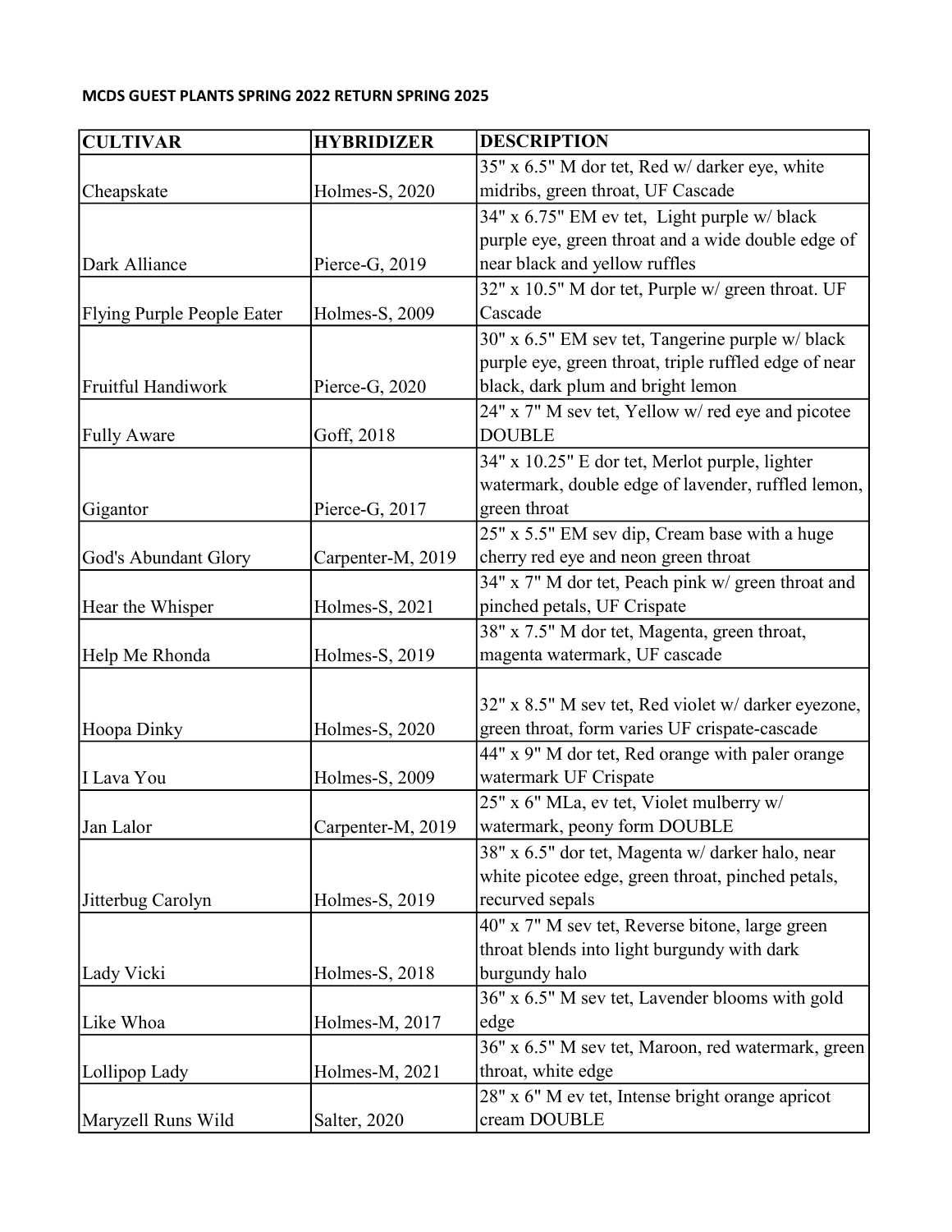**MCDS GUEST PLANTS SPRING 2022 RETURN SPRING 2025**

| CULTIVAR | HYBRIDIZER | DESCRIPTION |
| --- | --- | --- |
| Cheapskate | Holmes-S, 2020 | 35" x 6.5" M dor tet, Red w/ darker eye, white midribs, green throat, UF Cascade |
| Dark Alliance | Pierce-G, 2019 | 34" x 6.75" EM ev tet, Light purple w/ black purple eye, green throat and a wide double edge of near black and yellow ruffles |
| Flying Purple People Eater | Holmes-S, 2009 | 32" x 10.5" M dor tet, Purple w/ green throat. UF Cascade |
| Fruitful Handiwork | Pierce-G, 2020 | 30" x 6.5" EM sev tet, Tangerine purple w/ black purple eye, green throat, triple ruffled edge of near black, dark plum and bright lemon |
| Fully Aware | Goff, 2018 | 24" x 7" M sev tet, Yellow w/ red eye and picotee DOUBLE |
| Gigantor | Pierce-G, 2017 | 34" x 10.25" E dor tet, Merlot purple, lighter watermark, double edge of lavender, ruffled lemon, green throat |
| God's Abundant Glory | Carpenter-M, 2019 | 25" x 5.5" EM sev dip, Cream base with a huge cherry red eye and neon green throat |
| Hear the Whisper | Holmes-S, 2021 | 34" x 7" M dor tet, Peach pink w/ green throat and pinched petals, UF Crispate |
| Help Me Rhonda | Holmes-S, 2019 | 38" x 7.5" M dor tet, Magenta, green throat, magenta watermark, UF cascade |
| Hoopa Dinky | Holmes-S, 2020 | 32" x 8.5" M sev tet, Red violet w/ darker eyezone, green throat, form varies UF crispate-cascade |
| I Lava You | Holmes-S, 2009 | 44" x 9" M dor tet, Red orange with paler orange watermark UF Crispate |
| Jan Lalor | Carpenter-M, 2019 | 25" x 6" MLa, ev tet, Violet mulberry w/ watermark, peony form DOUBLE |
| Jitterbug Carolyn | Holmes-S, 2019 | 38" x 6.5" dor tet, Magenta w/ darker halo, near white picotee edge, green throat, pinched petals, recurved sepals |
| Lady Vicki | Holmes-S, 2018 | 40" x 7" M sev tet, Reverse bitone, large green throat blends into light burgundy with dark burgundy halo |
| Like Whoa | Holmes-M, 2017 | 36" x 6.5" M sev tet, Lavender blooms with gold edge |
| Lollipop Lady | Holmes-M, 2021 | 36" x 6.5" M sev tet, Maroon, red watermark, green throat, white edge |
| Maryzell Runs Wild | Salter, 2020 | 28" x 6" M ev tet, Intense bright orange apricot cream DOUBLE |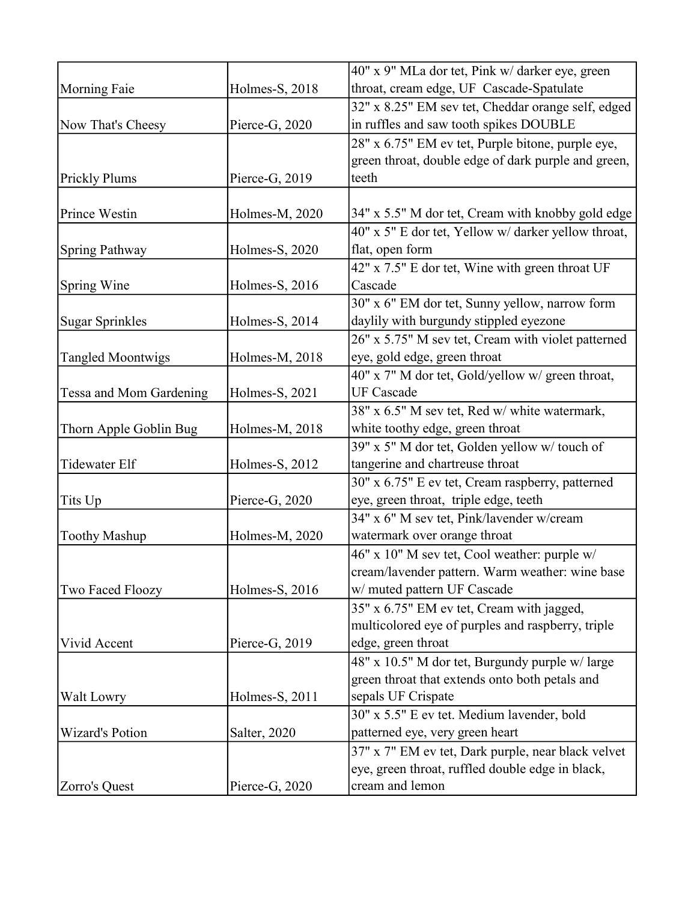| | | |
|---|---|---|
| Morning Faie | Holmes-S, 2018 | 40" x 9" MLa dor tet, Pink w/ darker eye, green throat, cream edge, UF Cascade-Spatulate |
| Now That's Cheesy | Pierce-G, 2020 | 32" x 8.25" EM sev tet, Cheddar orange self, edged in ruffles and saw tooth spikes DOUBLE |
| Prickly Plums | Pierce-G, 2019 | 28" x 6.75" EM ev tet, Purple bitone, purple eye, green throat, double edge of dark purple and green, teeth |
| Prince Westin | Holmes-M, 2020 | 34" x 5.5" M dor tet, Cream with knobby gold edge |
| Spring Pathway | Holmes-S, 2020 | 40" x 5" E dor tet, Yellow w/ darker yellow throat, flat, open form |
| Spring Wine | Holmes-S, 2016 | 42" x 7.5" E dor tet, Wine with green throat UF Cascade |
| Sugar Sprinkles | Holmes-S, 2014 | 30" x 6" EM dor tet, Sunny yellow, narrow form daylily with burgundy stippled eyezone |
| Tangled Moontwigs | Holmes-M, 2018 | 26" x 5.75" M sev tet, Cream with violet patterned eye, gold edge, green throat |
| Tessa and Mom Gardening | Holmes-S, 2021 | 40" x 7" M dor tet, Gold/yellow w/ green throat, UF Cascade |
| Thorn Apple Goblin Bug | Holmes-M, 2018 | 38" x 6.5" M sev tet, Red w/ white watermark, white toothy edge, green throat |
| Tidewater Elf | Holmes-S, 2012 | 39" x 5" M dor tet, Golden yellow w/ touch of tangerine and chartreuse throat |
| Tits Up | Pierce-G, 2020 | 30" x 6.75" E ev tet, Cream raspberry, patterned eye, green throat, triple edge, teeth |
| Toothy Mashup | Holmes-M, 2020 | 34" x 6" M sev tet, Pink/lavender w/cream watermark over orange throat |
| Two Faced Floozy | Holmes-S, 2016 | 46" x 10" M sev tet, Cool weather: purple w/ cream/lavender pattern. Warm weather: wine base w/ muted pattern UF Cascade |
| Vivid Accent | Pierce-G, 2019 | 35" x 6.75" EM ev tet, Cream with jagged, multicolored eye of purples and raspberry, triple edge, green throat |
| Walt Lowry | Holmes-S, 2011 | 48" x 10.5" M dor tet, Burgundy purple w/ large green throat that extends onto both petals and sepals UF Crispate |
| Wizard's Potion | Salter, 2020 | 30" x 5.5" E ev tet. Medium lavender, bold patterned eye, very green heart |
| Zorro's Quest | Pierce-G, 2020 | 37" x 7" EM ev tet, Dark purple, near black velvet eye, green throat, ruffled double edge in black, cream and lemon |